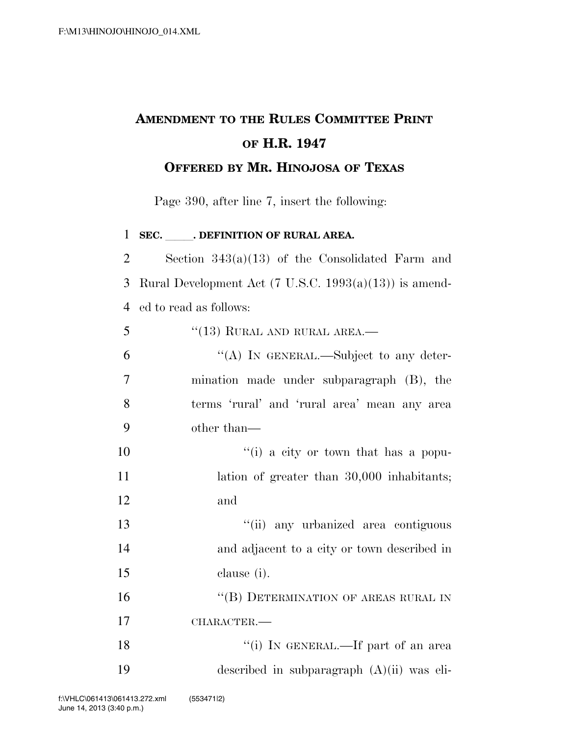# AMENDMENT TO THE RULES COMMITTEE PRINT OF H.R. 1947

## OFFERED BY MR. HINOJOSA OF TEXAS

Page 390, after line 7, insert the following:

**SEC. \_\_\_\_\_. DEFINITION OF RURAL AREA.**

Section 343(a)(13) of the Consolidated Farm and Rural Development Act (7 U.S.C. 1993(a)(13)) is amended to read as follows:

"(13) RURAL AND RURAL AREA.—

"(A) IN GENERAL.—Subject to any determination made under subparagraph (B), the terms 'rural' and 'rural area' mean any area other than—

"(i) a city or town that has a population of greater than 30,000 inhabitants; and

"(ii) any urbanized area contiguous and adjacent to a city or town described in clause (i).

"(B) DETERMINATION OF AREAS RURAL IN CHARACTER.—

"(i) IN GENERAL.—If part of an area described in subparagraph (A)(ii) was eli-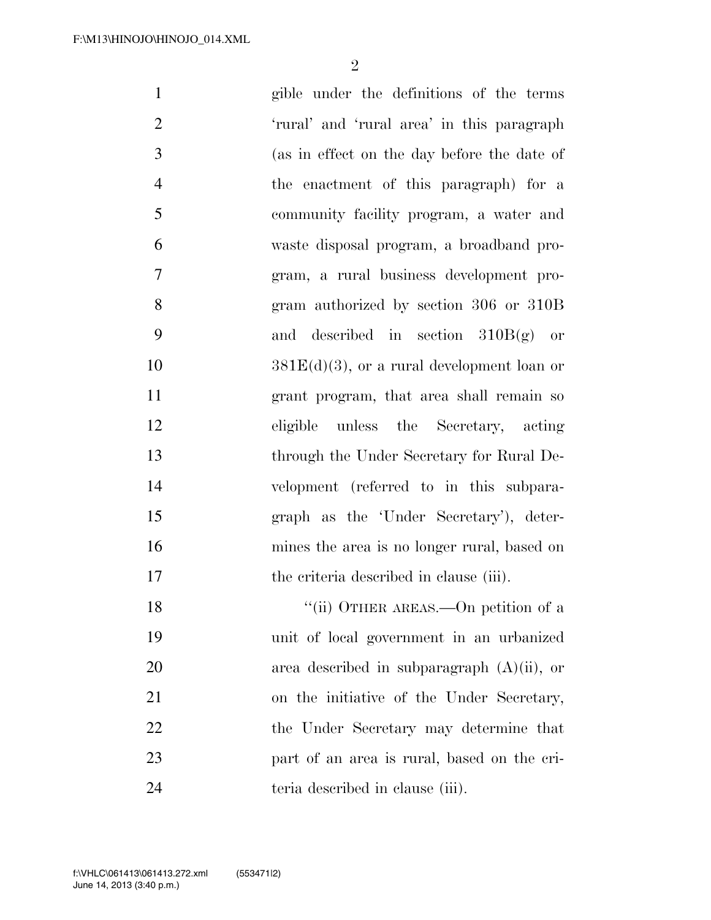gible under the definitions of the terms 'rural' and 'rural area' in this paragraph (as in effect on the day before the date of the enactment of this paragraph) for a community facility program, a water and waste disposal program, a broadband program, a rural business development program authorized by section 306 or 310B and described in section 310B(g) or 381E(d)(3), or a rural development loan or grant program, that area shall remain so eligible unless the Secretary, acting through the Under Secretary for Rural Development (referred to in this subparagraph as the 'Under Secretary'), determines the area is no longer rural, based on the criteria described in clause (iii).

"(ii) OTHER AREAS.—On petition of a unit of local government in an urbanized area described in subparagraph (A)(ii), or on the initiative of the Under Secretary, the Under Secretary may determine that part of an area is rural, based on the criteria described in clause (iii).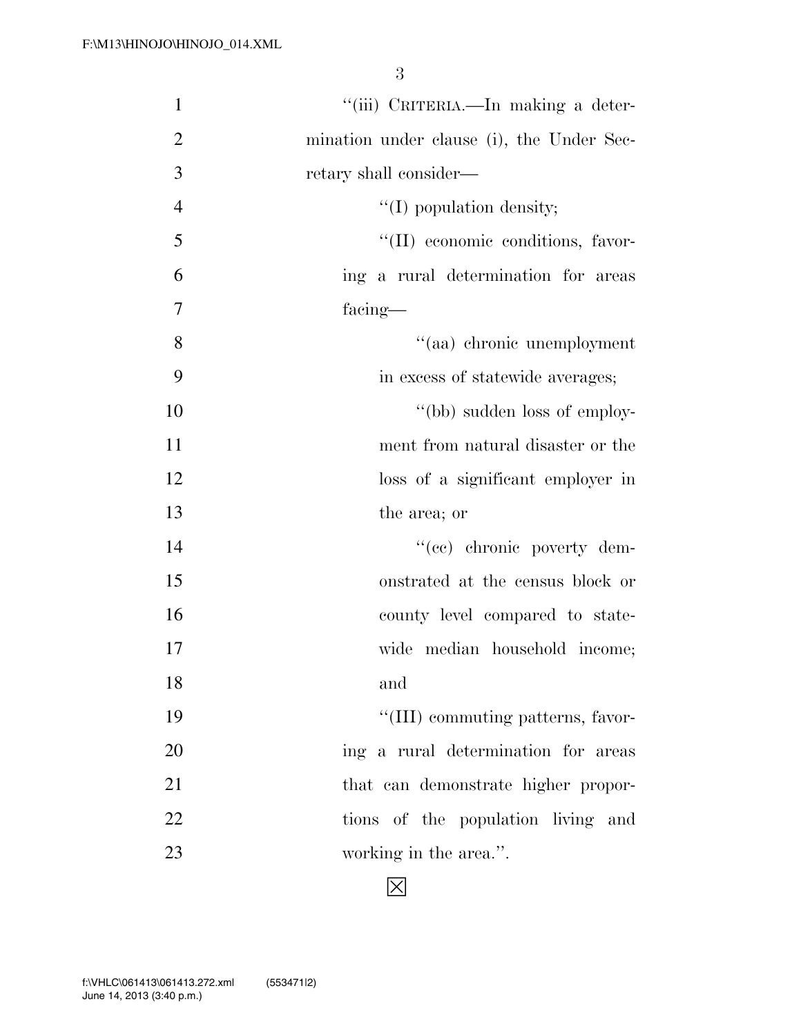"(iii) CRITERIA.—In making a determination under clause (i), the Under Secretary shall consider—

"(I) population density;

"(II) economic conditions, favoring a rural determination for areas facing—

"(aa) chronic unemployment in excess of statewide averages;

"(bb) sudden loss of employment from natural disaster or the loss of a significant employer in the area; or

"(cc) chronic poverty demonstrated at the census block or county level compared to statewide median household income; and

"(III) commuting patterns, favoring a rural determination for areas that can demonstrate higher proportions of the population living and working in the area.".